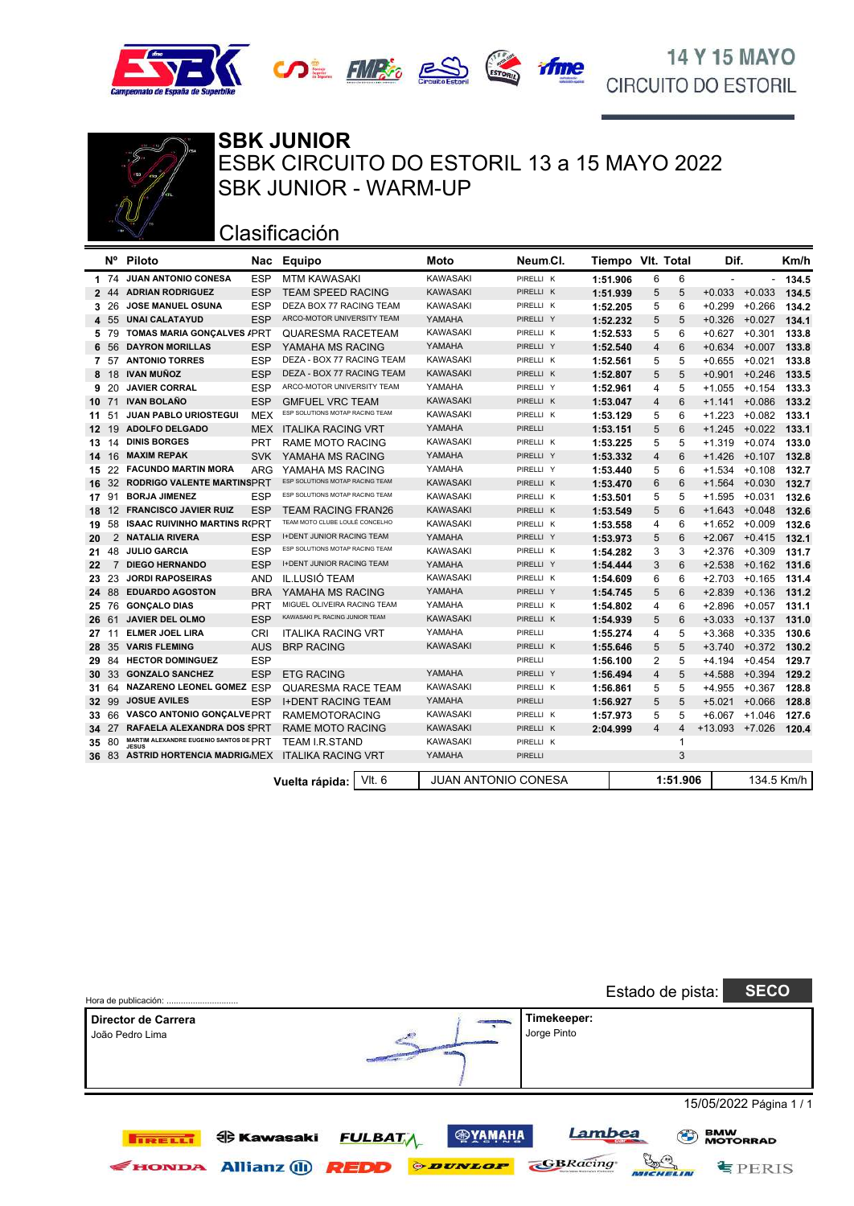14 Y 15 MAYO
CIRCUITO DO ESTORIL

# SBK JUNIOR

## ESBK CIRCUITO DO ESTORIL 13 a 15 MAYO 2022

## SBK JUNIOR - WARM-UP

### Clasificación

| | Nº | Piloto | Nac | Equipo | Moto | Neum.Cl. | Tiempo | Vlt. | Total | Dif. | | Km/h |
|---|---|---|---|---|---|---|---|---|---|---|---|---|
| 1 | 74 | JUAN ANTONIO CONESA | ESP | MTM KAWASAKI | KAWASAKI | PIRELLI K | 1:51.906 | 6 | 6 | - | - | 134.5 |
| 2 | 44 | ADRIAN RODRIGUEZ | ESP | TEAM SPEED RACING | KAWASAKI | PIRELLI K | 1:51.939 | 5 | 5 | +0.033 | +0.033 | 134.5 |
| 3 | 26 | JOSE MANUEL OSUNA | ESP | DEZA BOX 77 RACING TEAM | KAWASAKI | PIRELLI K | 1:52.205 | 5 | 6 | +0.299 | +0.266 | 134.2 |
| 4 | 55 | UNAI CALATAYUD | ESP | ARCO-MOTOR UNIVERSITY TEAM | YAMAHA | PIRELLI Y | 1:52.232 | 5 | 5 | +0.326 | +0.027 | 134.1 |
| 5 | 79 | TOMAS MARIA GONÇALVES A | PRT | QUARESMA RACETEAM | KAWASAKI | PIRELLI K | 1:52.533 | 5 | 6 | +0.627 | +0.301 | 133.8 |
| 6 | 56 | DAYRON MORILLAS | ESP | YAMAHA MS RACING | YAMAHA | PIRELLI Y | 1:52.540 | 4 | 6 | +0.634 | +0.007 | 133.8 |
| 7 | 57 | ANTONIO TORRES | ESP | DEZA - BOX 77 RACING TEAM | KAWASAKI | PIRELLI K | 1:52.561 | 5 | 5 | +0.655 | +0.021 | 133.8 |
| 8 | 18 | IVAN MUÑOZ | ESP | DEZA - BOX 77 RACING TEAM | KAWASAKI | PIRELLI K | 1:52.807 | 5 | 5 | +0.901 | +0.246 | 133.5 |
| 9 | 20 | JAVIER CORRAL | ESP | ARCO-MOTOR UNIVERSITY TEAM | YAMAHA | PIRELLI Y | 1:52.961 | 4 | 5 | +1.055 | +0.154 | 133.3 |
| 10 | 71 | IVAN BOLAÑO | ESP | GMFUEL VRC TEAM | KAWASAKI | PIRELLI K | 1:53.047 | 4 | 6 | +1.141 | +0.086 | 133.2 |
| 11 | 51 | JUAN PABLO URIOSTEGUI | MEX | ESP SOLUTIONS MOTAP RACING TEAM | KAWASAKI | PIRELLI K | 1:53.129 | 5 | 6 | +1.223 | +0.082 | 133.1 |
| 12 | 19 | ADOLFO DELGADO | MEX | ITALIKA RACING VRT | YAMAHA | PIRELLI | 1:53.151 | 5 | 6 | +1.245 | +0.022 | 133.1 |
| 13 | 14 | DINIS BORGES | PRT | RAME MOTO RACING | KAWASAKI | PIRELLI K | 1:53.225 | 5 | 5 | +1.319 | +0.074 | 133.0 |
| 14 | 16 | MAXIM REPAK | SVK | YAMAHA MS RACING | YAMAHA | PIRELLI Y | 1:53.332 | 4 | 6 | +1.426 | +0.107 | 132.8 |
| 15 | 22 | FACUNDO MARTIN MORA | ARG | YAMAHA MS RACING | YAMAHA | PIRELLI Y | 1:53.440 | 5 | 6 | +1.534 | +0.108 | 132.7 |
| 16 | 32 | RODRIGO VALENTE MARTINS | PRT | ESP SOLUTIONS MOTAP RACING TEAM | KAWASAKI | PIRELLI K | 1:53.470 | 6 | 6 | +1.564 | +0.030 | 132.7 |
| 17 | 91 | BORJA JIMENEZ | ESP | ESP SOLUTIONS MOTAP RACING TEAM | KAWASAKI | PIRELLI K | 1:53.501 | 5 | 5 | +1.595 | +0.031 | 132.6 |
| 18 | 12 | FRANCISCO JAVIER RUIZ | ESP | TEAM RACING FRAN26 | KAWASAKI | PIRELLI K | 1:53.549 | 5 | 6 | +1.643 | +0.048 | 132.6 |
| 19 | 58 | ISAAC RUIVINHO MARTINS R | PRT | TEAM MOTO CLUBE LOULÉ CONCELHO | KAWASAKI | PIRELLI K | 1:53.558 | 4 | 6 | +1.652 | +0.009 | 132.6 |
| 20 | 2 | NATALIA RIVERA | ESP | I+DENT JUNIOR RACING TEAM | YAMAHA | PIRELLI Y | 1:53.973 | 5 | 6 | +2.067 | +0.415 | 132.1 |
| 21 | 48 | JULIO GARCIA | ESP | ESP SOLUTIONS MOTAP RACING TEAM | KAWASAKI | PIRELLI K | 1:54.282 | 3 | 3 | +2.376 | +0.309 | 131.7 |
| 22 | 7 | DIEGO HERNANDO | ESP | I+DENT JUNIOR RACING TEAM | YAMAHA | PIRELLI Y | 1:54.444 | 3 | 6 | +2.538 | +0.162 | 131.6 |
| 23 | 23 | JORDI RAPOSEIRAS | AND | IL.LUSIÓ TEAM | KAWASAKI | PIRELLI K | 1:54.609 | 6 | 6 | +2.703 | +0.165 | 131.4 |
| 24 | 88 | EDUARDO AGOSTON | BRA | YAMAHA MS RACING | YAMAHA | PIRELLI Y | 1:54.745 | 5 | 6 | +2.839 | +0.136 | 131.2 |
| 25 | 76 | GONÇALO DIAS | PRT | MIGUEL OLIVEIRA RACING TEAM | YAMAHA | PIRELLI K | 1:54.802 | 4 | 6 | +2.896 | +0.057 | 131.1 |
| 26 | 61 | JAVIER DEL OLMO | ESP | KAWASAKI PL RACING JUNIOR TEAM | KAWASAKI | PIRELLI K | 1:54.939 | 5 | 6 | +3.033 | +0.137 | 131.0 |
| 27 | 11 | ELMER JOEL LIRA | CRI | ITALIKA RACING VRT | YAMAHA | PIRELLI | 1:55.274 | 4 | 5 | +3.368 | +0.335 | 130.6 |
| 28 | 35 | VARIS FLEMING | AUS | BRP RACING | KAWASAKI | PIRELLI K | 1:55.646 | 5 | 5 | +3.740 | +0.372 | 130.2 |
| 29 | 84 | HECTOR DOMINGUEZ | ESP | | | PIRELLI | 1:56.100 | 2 | 5 | +4.194 | +0.454 | 129.7 |
| 30 | 33 | GONZALO SANCHEZ | ESP | ETG RACING | YAMAHA | PIRELLI Y | 1:56.494 | 4 | 5 | +4.588 | +0.394 | 129.2 |
| 31 | 64 | NAZARENO LEONEL GOMEZ | ESP | QUARESMA RACE TEAM | KAWASAKI | PIRELLI K | 1:56.861 | 5 | 5 | +4.955 | +0.367 | 128.8 |
| 32 | 99 | JOSUE AVILES | ESP | I+DENT RACING TEAM | YAMAHA | PIRELLI | 1:56.927 | 5 | 5 | +5.021 | +0.066 | 128.8 |
| 33 | 66 | VASCO ANTONIO GONÇALVE | PRT | RAMEMOTORACING | KAWASAKI | PIRELLI K | 1:57.973 | 5 | 5 | +6.067 | +1.046 | 127.6 |
| 34 | 27 | RAFAELA ALEXANDRA DOS S | PRT | RAME MOTO RACING | KAWASAKI | PIRELLI K | 2:04.999 | 4 | 4 | +13.093 | +7.026 | 120.4 |
| 35 | 80 | MARTIM ALEXANDRE EUGENIO SANTOS DE JESUS | PRT | TEAM I.R.STAND | KAWASAKI | PIRELLI K | | | 1 | | | |
| 36 | 83 | ASTRID HORTENCIA MADRIG | MEX | ITALIKA RACING VRT | YAMAHA | PIRELLI | | | 3 | | | |

| Vuelta rápida: | Vlt. 6 | JUAN ANTONIO CONESA | 1:51.906 | 134.5 Km/h |
|---|---|---|---|---|

Hora de publicación: ...............................

Estado de pista: **SECO**

| Director de Carrera | Timekeeper: |
|---|---|
| João Pedro Lima | Jorge Pinto |

15/05/2022 Página 1 / 1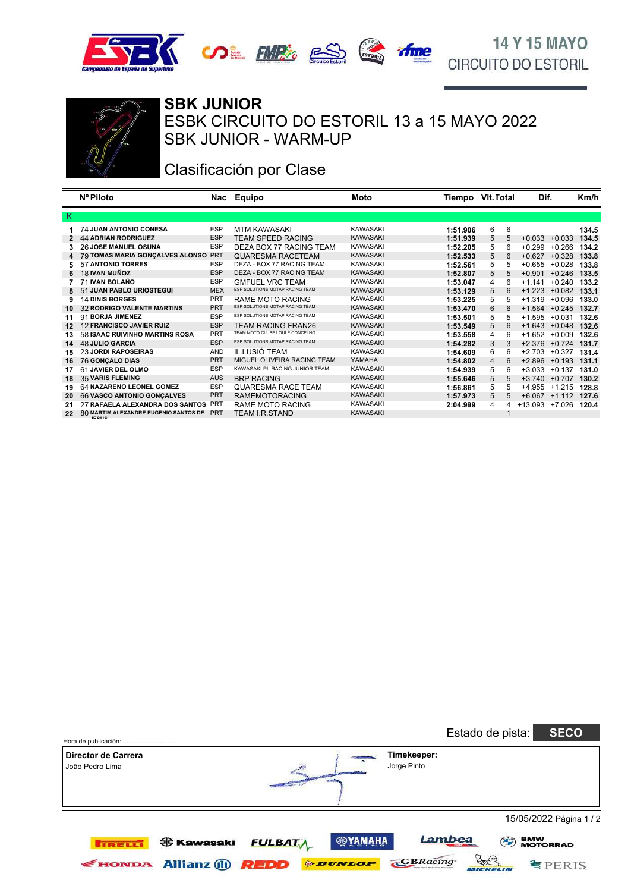14 Y 15 MAYO
CIRCUITO DO ESTORIL

# SBK JUNIOR

## ESBK CIRCUITO DO ESTORIL 13 a 15 MAYO 2022

## SBK JUNIOR - WARM-UP

### Clasificación por Clase

| | Nº | Piloto | Nac | Equipo | Moto | Tiempo | Vlt. | Total | Dif. | | Km/h |
|---|---|---|---|---|---|---|---|---|---|---|---|
| **K** | | | | | | | | | | | |
| 1 | 74 | JUAN ANTONIO CONESA | ESP | MTM KAWASAKI | KAWASAKI | 1:51.906 | 6 | 6 | | | 134.5 |
| 2 | 44 | ADRIAN RODRIGUEZ | ESP | TEAM SPEED RACING | KAWASAKI | 1:51.939 | 5 | 5 | +0.033 | +0.033 | 134.5 |
| 3 | 26 | JOSE MANUEL OSUNA | ESP | DEZA BOX 77 RACING TEAM | KAWASAKI | 1:52.205 | 5 | 6 | +0.299 | +0.266 | 134.2 |
| 4 | 79 | TOMAS MARIA GONÇALVES ALONSO | PRT | QUARESMA RACETEAM | KAWASAKI | 1:52.533 | 5 | 6 | +0.627 | +0.328 | 133.8 |
| 5 | 57 | ANTONIO TORRES | ESP | DEZA - BOX 77 RACING TEAM | KAWASAKI | 1:52.561 | 5 | 5 | +0.655 | +0.028 | 133.8 |
| 6 | 18 | IVAN MUÑOZ | ESP | DEZA - BOX 77 RACING TEAM | KAWASAKI | 1:52.807 | 5 | 5 | +0.901 | +0.246 | 133.5 |
| 7 | 71 | IVAN BOLAÑO | ESP | GMFUEL VRC TEAM | KAWASAKI | 1:53.047 | 4 | 6 | +1.141 | +0.240 | 133.2 |
| 8 | 51 | JUAN PABLO URIOSTEGUI | MEX | ESP SOLUTIONS MOTAP RACING TEAM | KAWASAKI | 1:53.129 | 5 | 6 | +1.223 | +0.082 | 133.1 |
| 9 | 14 | DINIS BORGES | PRT | RAME MOTO RACING | KAWASAKI | 1:53.225 | 5 | 5 | +1.319 | +0.096 | 133.0 |
| 10 | 32 | RODRIGO VALENTE MARTINS | PRT | ESP SOLUTIONS MOTAP RACING TEAM | KAWASAKI | 1:53.470 | 6 | 6 | +1.564 | +0.245 | 132.7 |
| 11 | 91 | BORJA JIMENEZ | ESP | ESP SOLUTIONS MOTAP RACING TEAM | KAWASAKI | 1:53.501 | 5 | 5 | +1.595 | +0.031 | 132.6 |
| 12 | 12 | FRANCISCO JAVIER RUIZ | ESP | TEAM RACING FRAN26 | KAWASAKI | 1:53.549 | 5 | 6 | +1.643 | +0.048 | 132.6 |
| 13 | 58 | ISAAC RUIVINHO MARTINS ROSA | PRT | TEAM MOTO CLUBE LOULÉ CONCELHO | KAWASAKI | 1:53.558 | 4 | 6 | +1.652 | +0.009 | 132.6 |
| 14 | 48 | JULIO GARCIA | ESP | ESP SOLUTIONS MOTAP RACING TEAM | KAWASAKI | 1:54.282 | 3 | 3 | +2.376 | +0.724 | 131.7 |
| 15 | 23 | JORDI RAPOSEIRAS | AND | IL.LUSIÓ TEAM | KAWASAKI | 1:54.609 | 6 | 6 | +2.703 | +0.327 | 131.4 |
| 16 | 76 | GONÇALO DIAS | PRT | MIGUEL OLIVEIRA RACING TEAM | YAMAHA | 1:54.802 | 4 | 6 | +2.896 | +0.193 | 131.1 |
| 17 | 61 | JAVIER DEL OLMO | ESP | KAWASAKI PL RACING JUNIOR TEAM | KAWASAKI | 1:54.939 | 5 | 6 | +3.033 | +0.137 | 131.0 |
| 18 | 35 | VARIS FLEMING | AUS | BRP RACING | KAWASAKI | 1:55.646 | 5 | 5 | +3.740 | +0.707 | 130.2 |
| 19 | 64 | NAZARENO LEONEL GOMEZ | ESP | QUARESMA RACE TEAM | KAWASAKI | 1:56.861 | 5 | 5 | +4.955 | +1.215 | 128.8 |
| 20 | 66 | VASCO ANTONIO GONÇALVES | PRT | RAMEMOTORACING | KAWASAKI | 1:57.973 | 5 | 5 | +6.067 | +1.112 | 127.6 |
| 21 | 27 | RAFAELA ALEXANDRA DOS SANTOS | PRT | RAME MOTO RACING | KAWASAKI | 2:04.999 | 4 | 4 | +13.093 | +7.026 | 120.4 |
| 22 | 80 | MARTIM ALEXANDRE EUGENIO SANTOS DE JESUS | PRT | TEAM I.R.STAND | KAWASAKI | | | 1 | | | |

Estado de pista: **SECO**

Hora de publicación: ............................

| Director de Carrera | Timekeeper: |
|---|---|
| João Pedro Lima | Jorge Pinto |

15/05/2022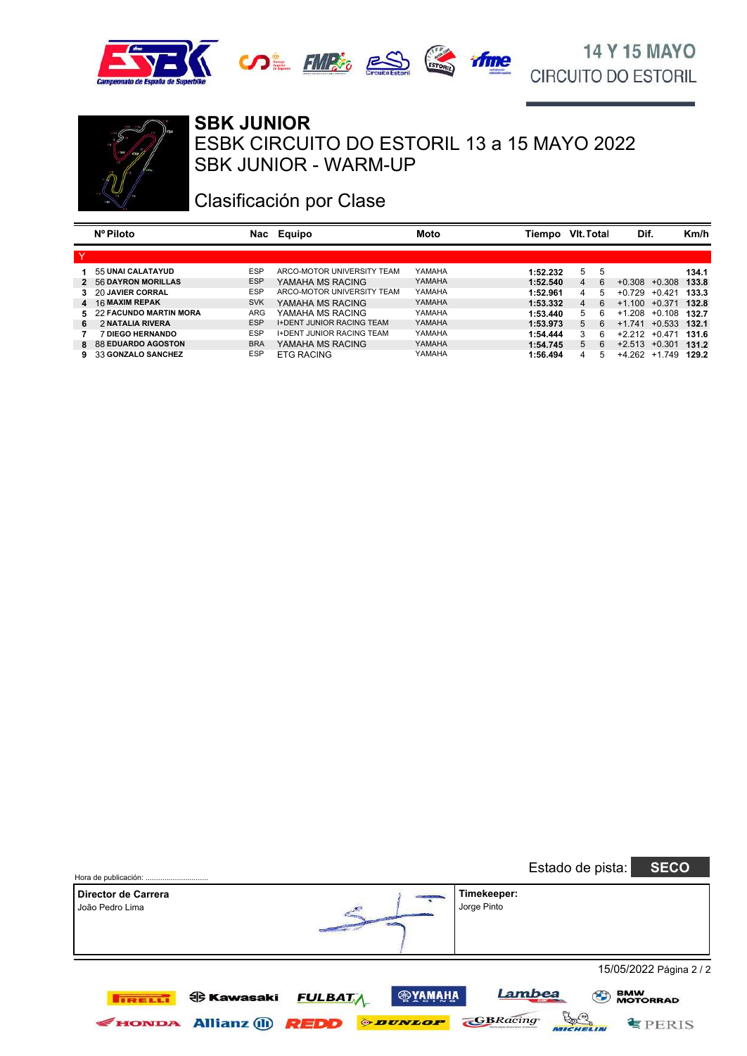14 Y 15 MAYO
CIRCUITO DO ESTORIL

# SBK JUNIOR

## ESBK CIRCUITO DO ESTORIL 13 a 15 MAYO 2022

## SBK JUNIOR - WARM-UP

## Clasificación por Clase

| | Nº | Piloto | Nac | Equipo | Moto | Tiempo | Vlt. | Total | Dif. | | Km/h |
|---|---|---|---|---|---|---|---|---|---|---|---|
| **Y** | | | | | | | | | | | |
| 1 | 55 | **UNAI CALATAYUD** | ESP | ARCO-MOTOR UNIVERSITY TEAM | YAMAHA | **1:52.232** | 5 | 5 | | | **134.1** |
| 2 | 56 | **DAYRON MORILLAS** | ESP | YAMAHA MS RACING | YAMAHA | **1:52.540** | 4 | 6 | +0.308 | +0.308 | **133.8** |
| 3 | 20 | **JAVIER CORRAL** | ESP | ARCO-MOTOR UNIVERSITY TEAM | YAMAHA | **1:52.961** | 4 | 5 | +0.729 | +0.421 | **133.3** |
| 4 | 16 | **MAXIM REPAK** | SVK | YAMAHA MS RACING | YAMAHA | **1:53.332** | 4 | 6 | +1.100 | +0.371 | **132.8** |
| 5 | 22 | **FACUNDO MARTIN MORA** | ARG | YAMAHA MS RACING | YAMAHA | **1:53.440** | 5 | 6 | +1.208 | +0.108 | **132.7** |
| 6 | 2 | **NATALIA RIVERA** | ESP | I+DENT JUNIOR RACING TEAM | YAMAHA | **1:53.973** | 5 | 6 | +1.741 | +0.533 | **132.1** |
| 7 | 7 | **DIEGO HERNANDO** | ESP | I+DENT JUNIOR RACING TEAM | YAMAHA | **1:54.444** | 3 | 6 | +2.212 | +0.471 | **131.6** |
| 8 | 88 | **EDUARDO AGOSTON** | BRA | YAMAHA MS RACING | YAMAHA | **1:54.745** | 5 | 6 | +2.513 | +0.301 | **131.2** |
| 9 | 33 | **GONZALO SANCHEZ** | ESP | ETG RACING | YAMAHA | **1:56.494** | 4 | 5 | +4.262 | +1.749 | **129.2** |

Hora de publicación: ............................

Estado de pista: **SECO**

| **Director de Carrera** | **Timekeeper:** |
|---|---|
| João Pedro Lima | Jorge Pinto |

15/05/2022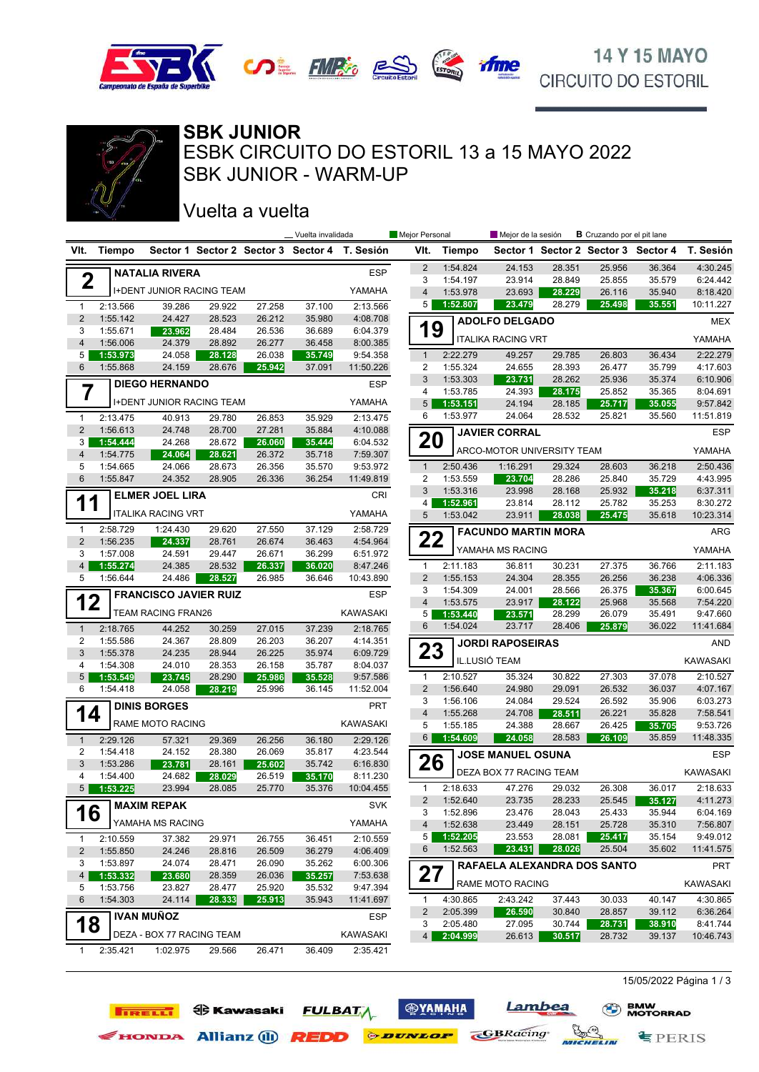# SBK JUNIOR

## ESBK CIRCUITO DO ESTORIL 13 a 15 MAYO 2022

## SBK JUNIOR - WARM-UP

## Vuelta a vuelta

14 Y 15 MAYO
CIRCUITO DO ESTORIL

_ Vuelta invalidada | Mejor Personal | Mejor de la sesión | **B** Cruzando por el pit lane

### 2 NATALIA RIVERA — ESP — I+DENT JUNIOR RACING TEAM — YAMAHA

| Vlt. | Tiempo | Sector 1 | Sector 2 | Sector 3 | Sector 4 | T. Sesión |
|---|---|---|---|---|---|---|
| 1 | 2:13.566 | 39.286 | 29.922 | 27.258 | 37.100 | 2:13.566 |
| 2 | 1:55.142 | 24.427 | 28.523 | 26.212 | 35.980 | 4:08.708 |
| 3 | 1:55.671 | 23.962 | 28.484 | 26.536 | 36.689 | 6:04.379 |
| 4 | 1:56.006 | 24.379 | 28.892 | 26.277 | 36.458 | 8:00.385 |
| 5 | 1:53.973 | 24.058 | 28.128 | 26.038 | 35.749 | 9:54.358 |
| 6 | 1:55.868 | 24.159 | 28.676 | 25.942 | 37.091 | 11:50.226 |

### 7 DIEGO HERNANDO — ESP — I+DENT JUNIOR RACING TEAM — YAMAHA

| Vlt. | Tiempo | Sector 1 | Sector 2 | Sector 3 | Sector 4 | T. Sesión |
|---|---|---|---|---|---|---|
| 1 | 2:13.475 | 40.913 | 29.780 | 26.853 | 35.929 | 2:13.475 |
| 2 | 1:56.613 | 24.748 | 28.700 | 27.281 | 35.884 | 4:10.088 |
| 3 | 1:54.444 | 24.268 | 28.672 | 26.060 | 35.444 | 6:04.532 |
| 4 | 1:54.775 | 24.064 | 28.621 | 26.372 | 35.718 | 7:59.307 |
| 5 | 1:54.665 | 24.066 | 28.673 | 26.356 | 35.570 | 9:53.972 |
| 6 | 1:55.847 | 24.352 | 28.905 | 26.336 | 36.254 | 11:49.819 |

### 11 ELMER JOEL LIRA — CRI — ITALIKA RACING VRT — YAMAHA

| Vlt. | Tiempo | Sector 1 | Sector 2 | Sector 3 | Sector 4 | T. Sesión |
|---|---|---|---|---|---|---|
| 1 | 2:58.729 | 1:24.430 | 29.620 | 27.550 | 37.129 | 2:58.729 |
| 2 | 1:56.235 | 24.337 | 28.761 | 26.674 | 36.463 | 4:54.964 |
| 3 | 1:57.008 | 24.591 | 29.447 | 26.671 | 36.299 | 6:51.972 |
| 4 | 1:55.274 | 24.385 | 28.532 | 26.337 | 36.020 | 8:47.246 |
| 5 | 1:56.644 | 24.486 | 28.527 | 26.985 | 36.646 | 10:43.890 |

### 12 FRANCISCO JAVIER RUIZ — ESP — TEAM RACING FRAN26 — KAWASAKI

| Vlt. | Tiempo | Sector 1 | Sector 2 | Sector 3 | Sector 4 | T. Sesión |
|---|---|---|---|---|---|---|
| 1 | 2:18.765 | 44.252 | 30.259 | 27.015 | 37.239 | 2:18.765 |
| 2 | 1:55.586 | 24.367 | 28.809 | 26.203 | 36.207 | 4:14.351 |
| 3 | 1:55.378 | 24.235 | 28.944 | 26.225 | 35.974 | 6:09.729 |
| 4 | 1:54.308 | 24.010 | 28.353 | 26.158 | 35.787 | 8:04.037 |
| 5 | 1:53.549 | 23.745 | 28.290 | 25.986 | 35.528 | 9:57.586 |
| 6 | 1:54.418 | 24.058 | 28.219 | 25.996 | 36.145 | 11:52.004 |

### 14 DINIS BORGES — PRT — RAME MOTO RACING — KAWASAKI

| Vlt. | Tiempo | Sector 1 | Sector 2 | Sector 3 | Sector 4 | T. Sesión |
|---|---|---|---|---|---|---|
| 1 | 2:29.126 | 57.321 | 29.369 | 26.256 | 36.180 | 2:29.126 |
| 2 | 1:54.418 | 24.152 | 28.380 | 26.069 | 35.817 | 4:23.544 |
| 3 | 1:53.286 | 23.781 | 28.161 | 25.602 | 35.742 | 6:16.830 |
| 4 | 1:54.400 | 24.682 | 28.029 | 26.519 | 35.170 | 8:11.230 |
| 5 | 1:53.225 | 23.994 | 28.085 | 25.770 | 35.376 | 10:04.455 |

### 16 MAXIM REPAK — SVK — YAMAHA MS RACING — YAMAHA

| Vlt. | Tiempo | Sector 1 | Sector 2 | Sector 3 | Sector 4 | T. Sesión |
|---|---|---|---|---|---|---|
| 1 | 2:10.559 | 37.382 | 29.971 | 26.755 | 36.451 | 2:10.559 |
| 2 | 1:55.850 | 24.246 | 28.816 | 26.509 | 36.279 | 4:06.409 |
| 3 | 1:53.897 | 24.074 | 28.471 | 26.090 | 35.262 | 6:00.306 |
| 4 | 1:53.332 | 23.680 | 28.359 | 26.036 | 35.257 | 7:53.638 |
| 5 | 1:53.756 | 23.827 | 28.477 | 25.920 | 35.532 | 9:47.394 |
| 6 | 1:54.303 | 24.114 | 28.333 | 25.913 | 35.943 | 11:41.697 |

### 18 IVAN MUÑOZ — ESP — DEZA - BOX 77 RACING TEAM — KAWASAKI

| Vlt. | Tiempo | Sector 1 | Sector 2 | Sector 3 | Sector 4 | T. Sesión |
|---|---|---|---|---|---|---|
| 1 | 2:35.421 | 1:02.975 | 29.566 | 26.471 | 36.409 | 2:35.421 |
| 2 | 1:54.824 | 24.153 | 28.351 | 25.956 | 36.364 | 4:30.245 |
| 3 | 1:54.197 | 23.914 | 28.849 | 25.855 | 35.579 | 6:24.442 |
| 4 | 1:53.978 | 23.693 | 28.229 | 26.116 | 35.940 | 8:18.420 |
| 5 | 1:52.807 | 23.479 | 28.279 | 25.498 | 35.551 | 10:11.227 |

### 19 ADOLFO DELGADO — MEX — ITALIKA RACING VRT — YAMAHA

| Vlt. | Tiempo | Sector 1 | Sector 2 | Sector 3 | Sector 4 | T. Sesión |
|---|---|---|---|---|---|---|
| 1 | 2:22.279 | 49.257 | 29.785 | 26.803 | 36.434 | 2:22.279 |
| 2 | 1:55.324 | 24.655 | 28.393 | 26.477 | 35.799 | 4:17.603 |
| 3 | 1:53.303 | 23.731 | 28.262 | 25.936 | 35.374 | 6:10.906 |
| 4 | 1:53.785 | 24.393 | 28.175 | 25.852 | 35.365 | 8:04.691 |
| 5 | 1:53.151 | 24.194 | 28.185 | 25.717 | 35.055 | 9:57.842 |
| 6 | 1:53.977 | 24.064 | 28.532 | 25.821 | 35.560 | 11:51.819 |

### 20 JAVIER CORRAL — ESP — ARCO-MOTOR UNIVERSITY TEAM — YAMAHA

| Vlt. | Tiempo | Sector 1 | Sector 2 | Sector 3 | Sector 4 | T. Sesión |
|---|---|---|---|---|---|---|
| 1 | 2:50.436 | 1:16.291 | 29.324 | 28.603 | 36.218 | 2:50.436 |
| 2 | 1:53.559 | 23.704 | 28.286 | 25.840 | 35.729 | 4:43.995 |
| 3 | 1:53.316 | 23.998 | 28.168 | 25.932 | 35.218 | 6:37.311 |
| 4 | 1:52.961 | 23.814 | 28.112 | 25.782 | 35.253 | 8:30.272 |
| 5 | 1:53.042 | 23.911 | 28.038 | 25.475 | 35.618 | 10:23.314 |

### 22 FACUNDO MARTIN MORA — ARG — YAMAHA MS RACING — YAMAHA

| Vlt. | Tiempo | Sector 1 | Sector 2 | Sector 3 | Sector 4 | T. Sesión |
|---|---|---|---|---|---|---|
| 1 | 2:11.183 | 36.811 | 30.231 | 27.375 | 36.766 | 2:11.183 |
| 2 | 1:55.153 | 24.304 | 28.355 | 26.256 | 36.238 | 4:06.336 |
| 3 | 1:54.309 | 24.001 | 28.566 | 26.375 | 35.367 | 6:00.645 |
| 4 | 1:53.575 | 23.917 | 28.122 | 25.968 | 35.568 | 7:54.220 |
| 5 | 1:53.440 | 23.571 | 28.299 | 26.079 | 35.491 | 9:47.660 |
| 6 | 1:54.024 | 23.717 | 28.406 | 25.879 | 36.022 | 11:41.684 |

### 23 JORDI RAPOSEIRAS — AND — IL.LUSIÓ TEAM — KAWASAKI

| Vlt. | Tiempo | Sector 1 | Sector 2 | Sector 3 | Sector 4 | T. Sesión |
|---|---|---|---|---|---|---|
| 1 | 2:10.527 | 35.324 | 30.822 | 27.303 | 37.078 | 2:10.527 |
| 2 | 1:56.640 | 24.980 | 29.091 | 26.532 | 36.037 | 4:07.167 |
| 3 | 1:56.106 | 24.084 | 29.524 | 26.592 | 35.906 | 6:03.273 |
| 4 | 1:55.268 | 24.708 | 28.511 | 26.221 | 35.828 | 7:58.541 |
| 5 | 1:55.185 | 24.388 | 28.667 | 26.425 | 35.705 | 9:53.726 |
| 6 | 1:54.609 | 24.058 | 28.583 | 26.109 | 35.859 | 11:48.335 |

### 26 JOSE MANUEL OSUNA — ESP — DEZA BOX 77 RACING TEAM — KAWASAKI

| Vlt. | Tiempo | Sector 1 | Sector 2 | Sector 3 | Sector 4 | T. Sesión |
|---|---|---|---|---|---|---|
| 1 | 2:18.633 | 47.276 | 29.032 | 26.308 | 36.017 | 2:18.633 |
| 2 | 1:52.640 | 23.735 | 28.233 | 25.545 | 35.127 | 4:11.273 |
| 3 | 1:52.896 | 23.476 | 28.043 | 25.433 | 35.944 | 6:04.169 |
| 4 | 1:52.638 | 23.449 | 28.151 | 25.728 | 35.310 | 7:56.807 |
| 5 | 1:52.205 | 23.553 | 28.081 | 25.417 | 35.154 | 9:49.012 |
| 6 | 1:52.563 | 23.431 | 28.026 | 25.504 | 35.602 | 11:41.575 |

### 27 RAFAELA ALEXANDRA DOS SANTO — PRT — RAME MOTO RACING — KAWASAKI

| Vlt. | Tiempo | Sector 1 | Sector 2 | Sector 3 | Sector 4 | T. Sesión |
|---|---|---|---|---|---|---|
| 1 | 4:30.865 | 2:43.242 | 37.443 | 30.033 | 40.147 | 4:30.865 |
| 2 | 2:05.399 | 26.590 | 30.840 | 28.857 | 39.112 | 6:36.264 |
| 3 | 2:05.480 | 27.095 | 30.744 | 28.731 | 38.910 | 8:41.744 |
| 4 | 2:04.999 | 26.613 | 30.517 | 28.732 | 39.137 | 10:46.743 |

15/05/2022 Página 1 / 3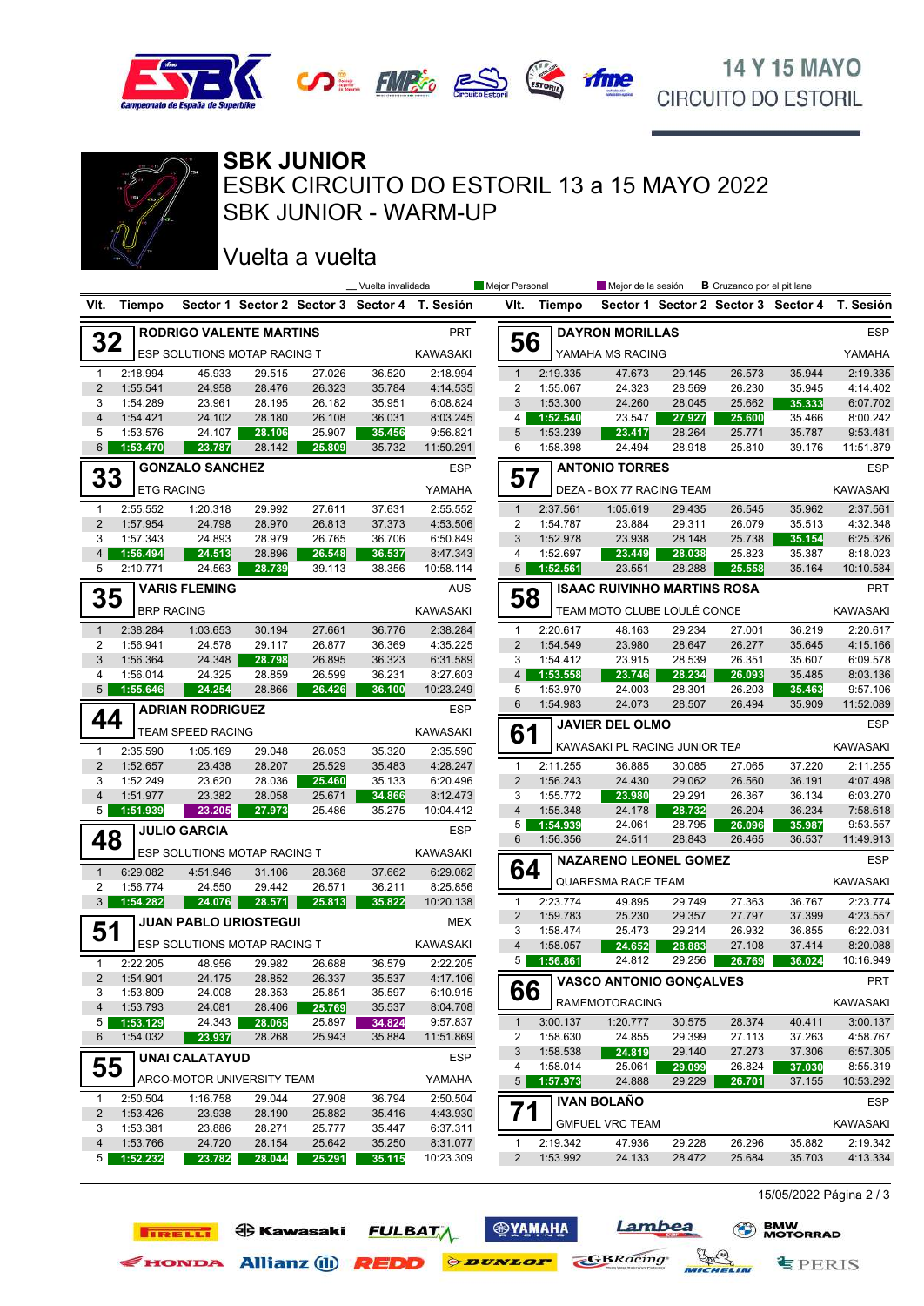# SBK JUNIOR

## ESBK CIRCUITO DO ESTORIL 13 a 15 MAYO 2022

## SBK JUNIOR - WARM-UP

## Vuelta a vuelta

14 Y 15 MAYO
CIRCUITO DO ESTORIL

_ Vuelta invalidada | Mejor Personal | Mejor de la sesión | B Cruzando por el pit lane

### 32 RODRIGO VALENTE MARTINS — PRT
ESP SOLUTIONS MOTAP RACING T — KAWASAKI

| Vlt. | Tiempo | Sector 1 | Sector 2 | Sector 3 | Sector 4 | T. Sesión |
|---|---|---|---|---|---|---|
| 1 | 2:18.994 | 45.933 | 29.515 | 27.026 | 36.520 | 2:18.994 |
| 2 | 1:55.541 | 24.958 | 28.476 | 26.323 | 35.784 | 4:14.535 |
| 3 | 1:54.289 | 23.961 | 28.195 | 26.182 | 35.951 | 6:08.824 |
| 4 | 1:54.421 | 24.102 | 28.180 | 26.108 | 36.031 | 8:03.245 |
| 5 | 1:53.576 | 24.107 | 28.106 | 25.907 | 35.456 | 9:56.821 |
| 6 | 1:53.470 | 23.787 | 28.142 | 25.809 | 35.732 | 11:50.291 |

### 33 GONZALO SANCHEZ — ESP
ETG RACING — YAMAHA

| Vlt. | Tiempo | Sector 1 | Sector 2 | Sector 3 | Sector 4 | T. Sesión |
|---|---|---|---|---|---|---|
| 1 | 2:55.552 | 1:20.318 | 29.992 | 27.611 | 37.631 | 2:55.552 |
| 2 | 1:57.954 | 24.798 | 28.970 | 26.813 | 37.373 | 4:53.506 |
| 3 | 1:57.343 | 24.893 | 28.979 | 26.765 | 36.706 | 6:50.849 |
| 4 | 1:56.494 | 24.513 | 28.896 | 26.548 | 36.537 | 8:47.343 |
| 5 | 2:10.771 | 24.563 | 28.739 | 39.113 | 38.356 | 10:58.114 |

### 35 VARIS FLEMING — AUS
BRP RACING — KAWASAKI

| Vlt. | Tiempo | Sector 1 | Sector 2 | Sector 3 | Sector 4 | T. Sesión |
|---|---|---|---|---|---|---|
| 1 | 2:38.284 | 1:03.653 | 30.194 | 27.661 | 36.776 | 2:38.284 |
| 2 | 1:56.941 | 24.578 | 29.117 | 26.877 | 36.369 | 4:35.225 |
| 3 | 1:56.364 | 24.348 | 28.798 | 26.895 | 36.323 | 6:31.589 |
| 4 | 1:56.014 | 24.325 | 28.859 | 26.599 | 36.231 | 8:27.603 |
| 5 | 1:55.646 | 24.254 | 28.866 | 26.426 | 36.100 | 10:23.249 |

### 44 ADRIAN RODRIGUEZ — ESP
TEAM SPEED RACING — KAWASAKI

| Vlt. | Tiempo | Sector 1 | Sector 2 | Sector 3 | Sector 4 | T. Sesión |
|---|---|---|---|---|---|---|
| 1 | 2:35.590 | 1:05.169 | 29.048 | 26.053 | 35.320 | 2:35.590 |
| 2 | 1:52.657 | 23.438 | 28.207 | 25.529 | 35.483 | 4:28.247 |
| 3 | 1:52.249 | 23.620 | 28.036 | 25.460 | 35.133 | 6:20.496 |
| 4 | 1:51.977 | 23.382 | 28.058 | 25.671 | 34.866 | 8:12.473 |
| 5 | 1:51.939 | 23.205 | 27.973 | 25.486 | 35.275 | 10:04.412 |

### 48 JULIO GARCIA — ESP
ESP SOLUTIONS MOTAP RACING T — KAWASAKI

| Vlt. | Tiempo | Sector 1 | Sector 2 | Sector 3 | Sector 4 | T. Sesión |
|---|---|---|---|---|---|---|
| 1 | 6:29.082 | 4:51.946 | 31.106 | 28.368 | 37.662 | 6:29.082 |
| 2 | 1:56.774 | 24.550 | 29.442 | 26.571 | 36.211 | 8:25.856 |
| 3 | 1:54.282 | 24.076 | 28.571 | 25.813 | 35.822 | 10:20.138 |

### 51 JUAN PABLO URIOSTEGUI — MEX
ESP SOLUTIONS MOTAP RACING T — KAWASAKI

| Vlt. | Tiempo | Sector 1 | Sector 2 | Sector 3 | Sector 4 | T. Sesión |
|---|---|---|---|---|---|---|
| 1 | 2:22.205 | 48.956 | 29.982 | 26.688 | 36.579 | 2:22.205 |
| 2 | 1:54.901 | 24.175 | 28.852 | 26.337 | 35.537 | 4:17.106 |
| 3 | 1:53.809 | 24.008 | 28.353 | 25.851 | 35.597 | 6:10.915 |
| 4 | 1:53.793 | 24.081 | 28.406 | 25.769 | 35.537 | 8:04.708 |
| 5 | 1:53.129 | 24.343 | 28.065 | 25.897 | 34.824 | 9:57.837 |
| 6 | 1:54.032 | 23.937 | 28.268 | 25.943 | 35.884 | 11:51.869 |

### 55 UNAI CALATAYUD — ESP
ARCO-MOTOR UNIVERSITY TEAM — YAMAHA

| Vlt. | Tiempo | Sector 1 | Sector 2 | Sector 3 | Sector 4 | T. Sesión |
|---|---|---|---|---|---|---|
| 1 | 2:50.504 | 1:16.758 | 29.044 | 27.908 | 36.794 | 2:50.504 |
| 2 | 1:53.426 | 23.938 | 28.190 | 25.882 | 35.416 | 4:43.930 |
| 3 | 1:53.381 | 23.886 | 28.271 | 25.777 | 35.447 | 6:37.311 |
| 4 | 1:53.766 | 24.720 | 28.154 | 25.642 | 35.250 | 8:31.077 |
| 5 | 1:52.232 | 23.782 | 28.044 | 25.291 | 35.115 | 10:23.309 |

### 56 DAYRON MORILLAS — ESP
YAMAHA MS RACING — YAMAHA

| Vlt. | Tiempo | Sector 1 | Sector 2 | Sector 3 | Sector 4 | T. Sesión |
|---|---|---|---|---|---|---|
| 1 | 2:19.335 | 47.673 | 29.145 | 26.573 | 35.944 | 2:19.335 |
| 2 | 1:55.067 | 24.323 | 28.569 | 26.230 | 35.945 | 4:14.402 |
| 3 | 1:53.300 | 24.260 | 28.045 | 25.662 | 35.333 | 6:07.702 |
| 4 | 1:52.540 | 23.547 | 27.927 | 25.600 | 35.466 | 8:00.242 |
| 5 | 1:53.239 | 23.417 | 28.264 | 25.771 | 35.787 | 9:53.481 |
| 6 | 1:58.398 | 24.494 | 28.918 | 25.810 | 39.176 | 11:51.879 |

### 57 ANTONIO TORRES — ESP
DEZA - BOX 77 RACING TEAM — KAWASAKI

| Vlt. | Tiempo | Sector 1 | Sector 2 | Sector 3 | Sector 4 | T. Sesión |
|---|---|---|---|---|---|---|
| 1 | 2:37.561 | 1:05.619 | 29.435 | 26.545 | 35.962 | 2:37.561 |
| 2 | 1:54.787 | 23.884 | 29.311 | 26.079 | 35.513 | 4:32.348 |
| 3 | 1:52.978 | 23.938 | 28.148 | 25.738 | 35.154 | 6:25.326 |
| 4 | 1:52.697 | 23.449 | 28.038 | 25.823 | 35.387 | 8:18.023 |
| 5 | 1:52.561 | 23.551 | 28.288 | 25.558 | 35.164 | 10:10.584 |

### 58 ISAAC RUIVINHO MARTINS ROSA — PRT
TEAM MOTO CLUBE LOULÉ CONCE — KAWASAKI

| Vlt. | Tiempo | Sector 1 | Sector 2 | Sector 3 | Sector 4 | T. Sesión |
|---|---|---|---|---|---|---|
| 1 | 2:20.617 | 48.163 | 29.234 | 27.001 | 36.219 | 2:20.617 |
| 2 | 1:54.549 | 23.980 | 28.647 | 26.277 | 35.645 | 4:15.166 |
| 3 | 1:54.412 | 23.915 | 28.539 | 26.351 | 35.607 | 6:09.578 |
| 4 | 1:53.558 | 23.746 | 28.234 | 26.093 | 35.485 | 8:03.136 |
| 5 | 1:53.970 | 24.003 | 28.301 | 26.203 | 35.463 | 9:57.106 |
| 6 | 1:54.983 | 24.073 | 28.507 | 26.494 | 35.909 | 11:52.089 |

### 61 JAVIER DEL OLMO — ESP
KAWASAKI PL RACING JUNIOR TEA — KAWASAKI

| Vlt. | Tiempo | Sector 1 | Sector 2 | Sector 3 | Sector 4 | T. Sesión |
|---|---|---|---|---|---|---|
| 1 | 2:11.255 | 36.885 | 30.085 | 27.065 | 37.220 | 2:11.255 |
| 2 | 1:56.243 | 24.430 | 29.062 | 26.560 | 36.191 | 4:07.498 |
| 3 | 1:55.772 | 23.980 | 29.291 | 26.367 | 36.134 | 6:03.270 |
| 4 | 1:55.348 | 24.178 | 28.732 | 26.204 | 36.234 | 7:58.618 |
| 5 | 1:54.939 | 24.061 | 28.795 | 26.096 | 35.987 | 9:53.557 |
| 6 | 1:56.356 | 24.511 | 28.843 | 26.465 | 36.537 | 11:49.913 |

### 64 NAZARENO LEONEL GOMEZ — ESP
QUARESMA RACE TEAM — KAWASAKI

| Vlt. | Tiempo | Sector 1 | Sector 2 | Sector 3 | Sector 4 | T. Sesión |
|---|---|---|---|---|---|---|
| 1 | 2:23.774 | 49.895 | 29.749 | 27.363 | 36.767 | 2:23.774 |
| 2 | 1:59.783 | 25.230 | 29.357 | 27.797 | 37.399 | 4:23.557 |
| 3 | 1:58.474 | 25.473 | 29.214 | 26.932 | 36.855 | 6:22.031 |
| 4 | 1:58.057 | 24.652 | 28.883 | 27.108 | 37.414 | 8:20.088 |
| 5 | 1:56.861 | 24.812 | 29.256 | 26.769 | 36.024 | 10:16.949 |

### 66 VASCO ANTONIO GONÇALVES — PRT
RAMEMOTORACING — KAWASAKI

| Vlt. | Tiempo | Sector 1 | Sector 2 | Sector 3 | Sector 4 | T. Sesión |
|---|---|---|---|---|---|---|
| 1 | 3:00.137 | 1:20.777 | 30.575 | 28.374 | 40.411 | 3:00.137 |
| 2 | 1:58.630 | 24.855 | 29.399 | 27.113 | 37.263 | 4:58.767 |
| 3 | 1:58.538 | 24.819 | 29.140 | 27.273 | 37.306 | 6:57.305 |
| 4 | 1:58.014 | 25.061 | 29.099 | 26.824 | 37.030 | 8:55.319 |
| 5 | 1:57.973 | 24.888 | 29.229 | 26.701 | 37.155 | 10:53.292 |

### 71 IVAN BOLAÑO — ESP
GMFUEL VRC TEAM — KAWASAKI

| Vlt. | Tiempo | Sector 1 | Sector 2 | Sector 3 | Sector 4 | T. Sesión |
|---|---|---|---|---|---|---|
| 1 | 2:19.342 | 47.936 | 29.228 | 26.296 | 35.882 | 2:19.342 |
| 2 | 1:53.992 | 24.133 | 28.472 | 25.684 | 35.703 | 4:13.334 |

15/05/2022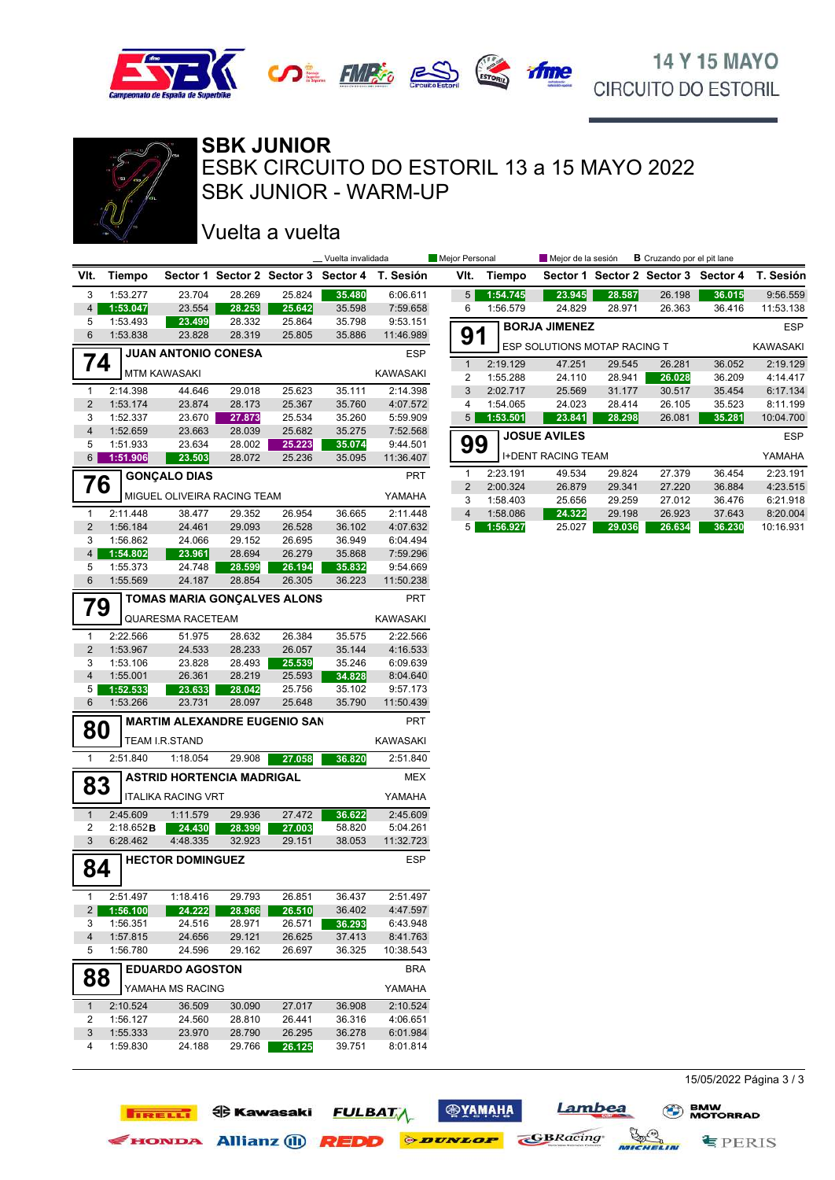14 Y 15 MAYO
CIRCUITO DO ESTORIL

# SBK JUNIOR

## ESBK CIRCUITO DO ESTORIL 13 a 15 MAYO 2022

## SBK JUNIOR - WARM-UP

## Vuelta a vuelta

_ Vuelta invalidada | Mejor Personal | Mejor de la sesión | B Cruzando por el pit lane

| Vlt. | Tiempo | Sector 1 | Sector 2 | Sector 3 | Sector 4 | T. Sesión |
|---|---|---|---|---|---|---|
| 3 | 1:53.277 | 23.704 | 28.269 | 25.824 | 35.480 | 6:06.611 |
| 4 | 1:53.047 | 23.554 | 28.253 | 25.642 | 35.598 | 7:59.658 |
| 5 | 1:53.493 | 23.499 | 28.332 | 25.864 | 35.798 | 9:53.151 |
| 6 | 1:53.838 | 23.828 | 28.319 | 25.805 | 35.886 | 11:46.989 |

### 74 JUAN ANTONIO CONESA — ESP
MTM KAWASAKI — KAWASAKI

| Vlt. | Tiempo | Sector 1 | Sector 2 | Sector 3 | Sector 4 | T. Sesión |
|---|---|---|---|---|---|---|
| 1 | 2:14.398 | 44.646 | 29.018 | 25.623 | 35.111 | 2:14.398 |
| 2 | 1:53.174 | 23.874 | 28.173 | 25.367 | 35.760 | 4:07.572 |
| 3 | 1:52.337 | 23.670 | 27.873 | 25.534 | 35.260 | 5:59.909 |
| 4 | 1:52.659 | 23.663 | 28.039 | 25.682 | 35.275 | 7:52.568 |
| 5 | 1:51.933 | 23.634 | 28.002 | 25.223 | 35.074 | 9:44.501 |
| 6 | 1:51.906 | 23.503 | 28.072 | 25.236 | 35.095 | 11:36.407 |

### 76 GONÇALO DIAS — PRT
MIGUEL OLIVEIRA RACING TEAM — YAMAHA

| Vlt. | Tiempo | Sector 1 | Sector 2 | Sector 3 | Sector 4 | T. Sesión |
|---|---|---|---|---|---|---|
| 1 | 2:11.448 | 38.477 | 29.352 | 26.954 | 36.665 | 2:11.448 |
| 2 | 1:56.184 | 24.461 | 29.093 | 26.528 | 36.102 | 4:07.632 |
| 3 | 1:56.862 | 24.066 | 29.152 | 26.695 | 36.949 | 6:04.494 |
| 4 | 1:54.802 | 23.961 | 28.694 | 26.279 | 35.868 | 7:59.296 |
| 5 | 1:55.373 | 24.748 | 28.599 | 26.194 | 35.832 | 9:54.669 |
| 6 | 1:55.569 | 24.187 | 28.854 | 26.305 | 36.223 | 11:50.238 |

### 79 TOMAS MARIA GONÇALVES ALONS — PRT
QUARESMA RACETEAM — KAWASAKI

| Vlt. | Tiempo | Sector 1 | Sector 2 | Sector 3 | Sector 4 | T. Sesión |
|---|---|---|---|---|---|---|
| 1 | 2:22.566 | 51.975 | 28.632 | 26.384 | 35.575 | 2:22.566 |
| 2 | 1:53.967 | 24.533 | 28.233 | 26.057 | 35.144 | 4:16.533 |
| 3 | 1:53.106 | 23.828 | 28.493 | 25.539 | 35.246 | 6:09.639 |
| 4 | 1:55.001 | 26.361 | 28.219 | 25.593 | 34.828 | 8:04.640 |
| 5 | 1:52.533 | 23.633 | 28.042 | 25.756 | 35.102 | 9:57.173 |
| 6 | 1:53.266 | 23.731 | 28.097 | 25.648 | 35.790 | 11:50.439 |

### 80 MARTIM ALEXANDRE EUGENIO SAN — PRT
TEAM I.R.STAND — KAWASAKI

| Vlt. | Tiempo | Sector 1 | Sector 2 | Sector 3 | Sector 4 | T. Sesión |
|---|---|---|---|---|---|---|
| 1 | 2:51.840 | 1:18.054 | 29.908 | 27.058 | 36.820 | 2:51.840 |

### 83 ASTRID HORTENCIA MADRIGAL — MEX
ITALIKA RACING VRT — YAMAHA

| Vlt. | Tiempo | Sector 1 | Sector 2 | Sector 3 | Sector 4 | T. Sesión |
|---|---|---|---|---|---|---|
| 1 | 2:45.609 | 1:11.579 | 29.936 | 27.472 | 36.622 | 2:45.609 |
| 2 | 2:18.652 B | 24.430 | 28.399 | 27.003 | 58.820 | 5:04.261 |
| 3 | 6:28.462 | 4:48.335 | 32.923 | 29.151 | 38.053 | 11:32.723 |

### 84 HECTOR DOMINGUEZ — ESP

| Vlt. | Tiempo | Sector 1 | Sector 2 | Sector 3 | Sector 4 | T. Sesión |
|---|---|---|---|---|---|---|
| 1 | 2:51.497 | 1:18.416 | 29.793 | 26.851 | 36.437 | 2:51.497 |
| 2 | 1:56.100 | 24.222 | 28.966 | 26.510 | 36.402 | 4:47.597 |
| 3 | 1:56.351 | 24.516 | 28.971 | 26.571 | 36.293 | 6:43.948 |
| 4 | 1:57.815 | 24.656 | 29.121 | 26.625 | 37.413 | 8:41.763 |
| 5 | 1:56.780 | 24.596 | 29.162 | 26.697 | 36.325 | 10:38.543 |

### 88 EDUARDO AGOSTON — BRA
YAMAHA MS RACING — YAMAHA

| Vlt. | Tiempo | Sector 1 | Sector 2 | Sector 3 | Sector 4 | T. Sesión |
|---|---|---|---|---|---|---|
| 1 | 2:10.524 | 36.509 | 30.090 | 27.017 | 36.908 | 2:10.524 |
| 2 | 1:56.127 | 24.560 | 28.810 | 26.441 | 36.316 | 4:06.651 |
| 3 | 1:55.333 | 23.970 | 28.790 | 26.295 | 36.278 | 6:01.984 |
| 4 | 1:59.830 | 24.188 | 29.766 | 26.125 | 39.751 | 8:01.814 |
| 5 | 1:54.745 | 23.945 | 28.587 | 26.198 | 36.015 | 9:56.559 |
| 6 | 1:56.579 | 24.829 | 28.971 | 26.363 | 36.416 | 11:53.138 |

### 91 BORJA JIMENEZ — ESP
ESP SOLUTIONS MOTAP RACING T — KAWASAKI

| Vlt. | Tiempo | Sector 1 | Sector 2 | Sector 3 | Sector 4 | T. Sesión |
|---|---|---|---|---|---|---|
| 1 | 2:19.129 | 47.251 | 29.545 | 26.281 | 36.052 | 2:19.129 |
| 2 | 1:55.288 | 24.110 | 28.941 | 26.028 | 36.209 | 4:14.417 |
| 3 | 2:02.717 | 25.569 | 31.177 | 30.517 | 35.454 | 6:17.134 |
| 4 | 1:54.065 | 24.023 | 28.414 | 26.105 | 35.523 | 8:11.199 |
| 5 | 1:53.501 | 23.841 | 28.298 | 26.081 | 35.281 | 10:04.700 |

### 99 JOSUE AVILES — ESP
I+DENT RACING TEAM — YAMAHA

| Vlt. | Tiempo | Sector 1 | Sector 2 | Sector 3 | Sector 4 | T. Sesión |
|---|---|---|---|---|---|---|
| 1 | 2:23.191 | 49.534 | 29.824 | 27.379 | 36.454 | 2:23.191 |
| 2 | 2:00.324 | 26.879 | 29.341 | 27.220 | 36.884 | 4:23.515 |
| 3 | 1:58.403 | 25.656 | 29.259 | 27.012 | 36.476 | 6:21.918 |
| 4 | 1:58.086 | 24.322 | 29.198 | 26.923 | 37.643 | 8:20.004 |
| 5 | 1:56.927 | 25.027 | 29.036 | 26.634 | 36.230 | 10:16.931 |

15/05/2022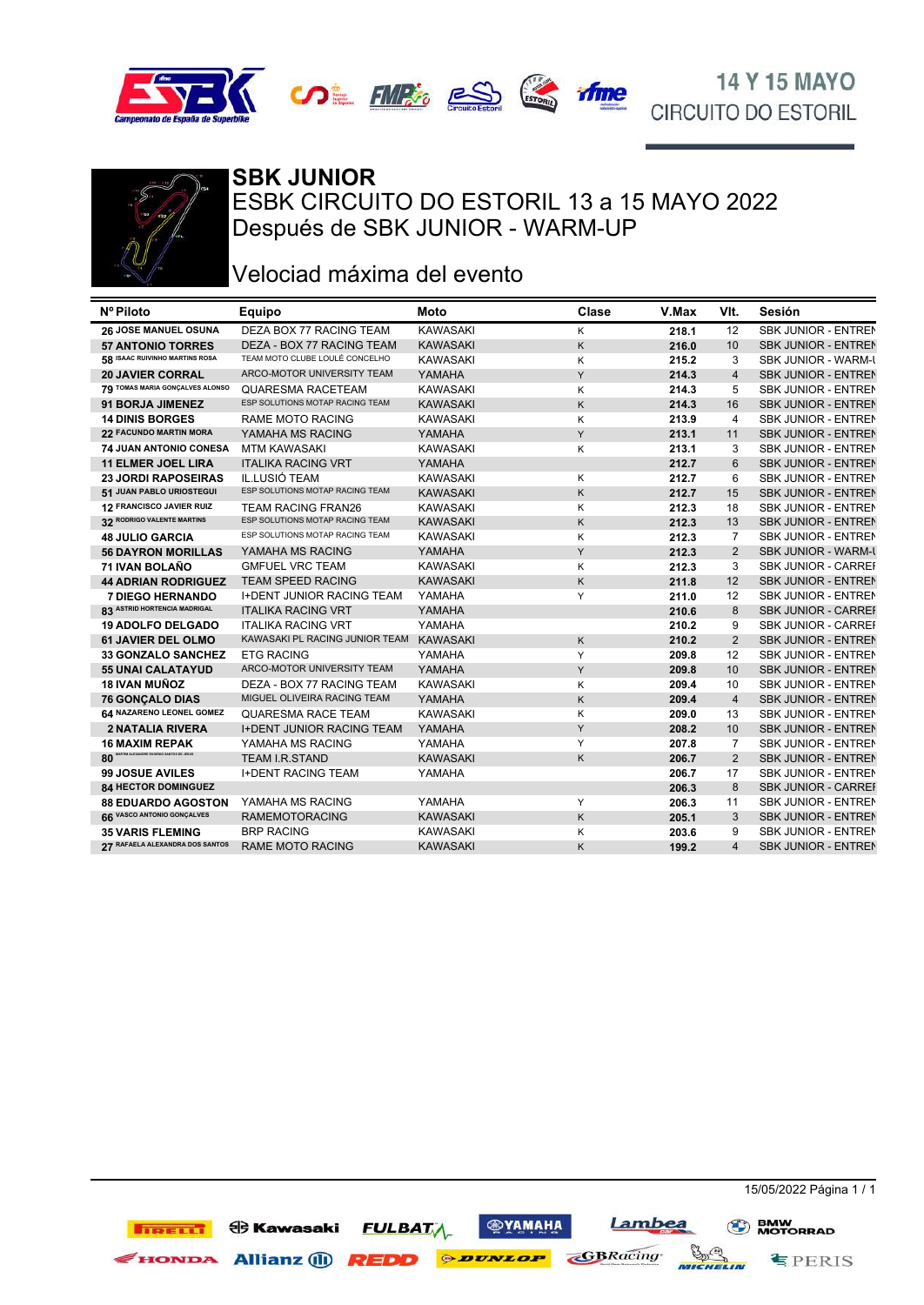14 Y 15 MAYO
CIRCUITO DO ESTORIL

# SBK JUNIOR

## ESBK CIRCUITO DO ESTORIL 13 a 15 MAYO 2022

## Después de SBK JUNIOR - WARM-UP

## Velociad máxima del evento

| Nº Piloto | Equipo | Moto | Clase | V.Max | Vlt. | Sesión |
|---|---|---|---|---|---|---|
| 26 JOSE MANUEL OSUNA | DEZA BOX 77 RACING TEAM | KAWASAKI | K | 218.1 | 12 | SBK JUNIOR - ENTREN |
| 57 ANTONIO TORRES | DEZA - BOX 77 RACING TEAM | KAWASAKI | K | 216.0 | 10 | SBK JUNIOR - ENTREN |
| 58 ISAAC RUIVINHO MARTINS ROSA | TEAM MOTO CLUBE LOULÉ CONCELHO | KAWASAKI | K | 215.2 | 3 | SBK JUNIOR - WARM-U |
| 20 JAVIER CORRAL | ARCO-MOTOR UNIVERSITY TEAM | YAMAHA | Y | 214.3 | 4 | SBK JUNIOR - ENTREN |
| 79 TOMAS MARIA GONÇALVES ALONSO | QUARESMA RACETEAM | KAWASAKI | K | 214.3 | 5 | SBK JUNIOR - ENTREN |
| 91 BORJA JIMENEZ | ESP SOLUTIONS MOTAP RACING TEAM | KAWASAKI | K | 214.3 | 16 | SBK JUNIOR - ENTREN |
| 14 DINIS BORGES | RAME MOTO RACING | KAWASAKI | K | 213.9 | 4 | SBK JUNIOR - ENTREN |
| 22 FACUNDO MARTIN MORA | YAMAHA MS RACING | YAMAHA | Y | 213.1 | 11 | SBK JUNIOR - ENTREN |
| 74 JUAN ANTONIO CONESA | MTM KAWASAKI | KAWASAKI | K | 213.1 | 3 | SBK JUNIOR - ENTREN |
| 11 ELMER JOEL LIRA | ITALIKA RACING VRT | YAMAHA | | 212.7 | 6 | SBK JUNIOR - ENTREN |
| 23 JORDI RAPOSEIRAS | IL.LUSIÓ TEAM | KAWASAKI | K | 212.7 | 6 | SBK JUNIOR - ENTREN |
| 51 JUAN PABLO URIOSTEGUI | ESP SOLUTIONS MOTAP RACING TEAM | KAWASAKI | K | 212.7 | 15 | SBK JUNIOR - ENTREN |
| 12 FRANCISCO JAVIER RUIZ | TEAM RACING FRAN26 | KAWASAKI | K | 212.3 | 18 | SBK JUNIOR - ENTREN |
| 32 RODRIGO VALENTE MARTINS | ESP SOLUTIONS MOTAP RACING TEAM | KAWASAKI | K | 212.3 | 13 | SBK JUNIOR - ENTREN |
| 48 JULIO GARCIA | ESP SOLUTIONS MOTAP RACING TEAM | KAWASAKI | K | 212.3 | 7 | SBK JUNIOR - ENTREN |
| 56 DAYRON MORILLAS | YAMAHA MS RACING | YAMAHA | Y | 212.3 | 2 | SBK JUNIOR - WARM-U |
| 71 IVAN BOLAÑO | GMFUEL VRC TEAM | KAWASAKI | K | 212.3 | 3 | SBK JUNIOR - CARRER |
| 44 ADRIAN RODRIGUEZ | TEAM SPEED RACING | KAWASAKI | K | 211.8 | 12 | SBK JUNIOR - ENTREN |
| 7 DIEGO HERNANDO | I+DENT JUNIOR RACING TEAM | YAMAHA | Y | 211.0 | 12 | SBK JUNIOR - ENTREN |
| 83 ASTRID HORTENCIA MADRIGAL | ITALIKA RACING VRT | YAMAHA | | 210.6 | 8 | SBK JUNIOR - CARRER |
| 19 ADOLFO DELGADO | ITALIKA RACING VRT | YAMAHA | | 210.2 | 9 | SBK JUNIOR - CARRER |
| 61 JAVIER DEL OLMO | KAWASAKI PL RACING JUNIOR TEAM | KAWASAKI | K | 210.2 | 2 | SBK JUNIOR - ENTREN |
| 33 GONZALO SANCHEZ | ETG RACING | YAMAHA | Y | 209.8 | 12 | SBK JUNIOR - ENTREN |
| 55 UNAI CALATAYUD | ARCO-MOTOR UNIVERSITY TEAM | YAMAHA | Y | 209.8 | 10 | SBK JUNIOR - ENTREN |
| 18 IVAN MUÑOZ | DEZA - BOX 77 RACING TEAM | KAWASAKI | K | 209.4 | 10 | SBK JUNIOR - ENTREN |
| 76 GONÇALO DIAS | MIGUEL OLIVEIRA RACING TEAM | YAMAHA | K | 209.4 | 4 | SBK JUNIOR - ENTREN |
| 64 NAZARENO LEONEL GOMEZ | QUARESMA RACE TEAM | KAWASAKI | K | 209.0 | 13 | SBK JUNIOR - ENTREN |
| 2 NATALIA RIVERA | I+DENT JUNIOR RACING TEAM | YAMAHA | Y | 208.2 | 10 | SBK JUNIOR - ENTREN |
| 16 MAXIM REPAK | YAMAHA MS RACING | YAMAHA | Y | 207.8 | 7 | SBK JUNIOR - ENTREN |
| 80 MARTIM ALEXANDRE SEGURO SANTOS DE JESUS | TEAM I.R.STAND | KAWASAKI | K | 206.7 | 2 | SBK JUNIOR - ENTREN |
| 99 JOSUE AVILES | I+DENT RACING TEAM | YAMAHA | | 206.7 | 17 | SBK JUNIOR - ENTREN |
| 84 HECTOR DOMINGUEZ | | | | 206.3 | 8 | SBK JUNIOR - CARRER |
| 88 EDUARDO AGOSTON | YAMAHA MS RACING | YAMAHA | Y | 206.3 | 11 | SBK JUNIOR - ENTREN |
| 66 VASCO ANTONIO GONÇALVES | RAMEMOTORACING | KAWASAKI | K | 205.1 | 3 | SBK JUNIOR - ENTREN |
| 35 VARIS FLEMING | BRP RACING | KAWASAKI | K | 203.6 | 9 | SBK JUNIOR - ENTREN |
| 27 RAFAELA ALEXANDRA DOS SANTOS | RAME MOTO RACING | KAWASAKI | K | 199.2 | 4 | SBK JUNIOR - ENTREN |

15/05/2022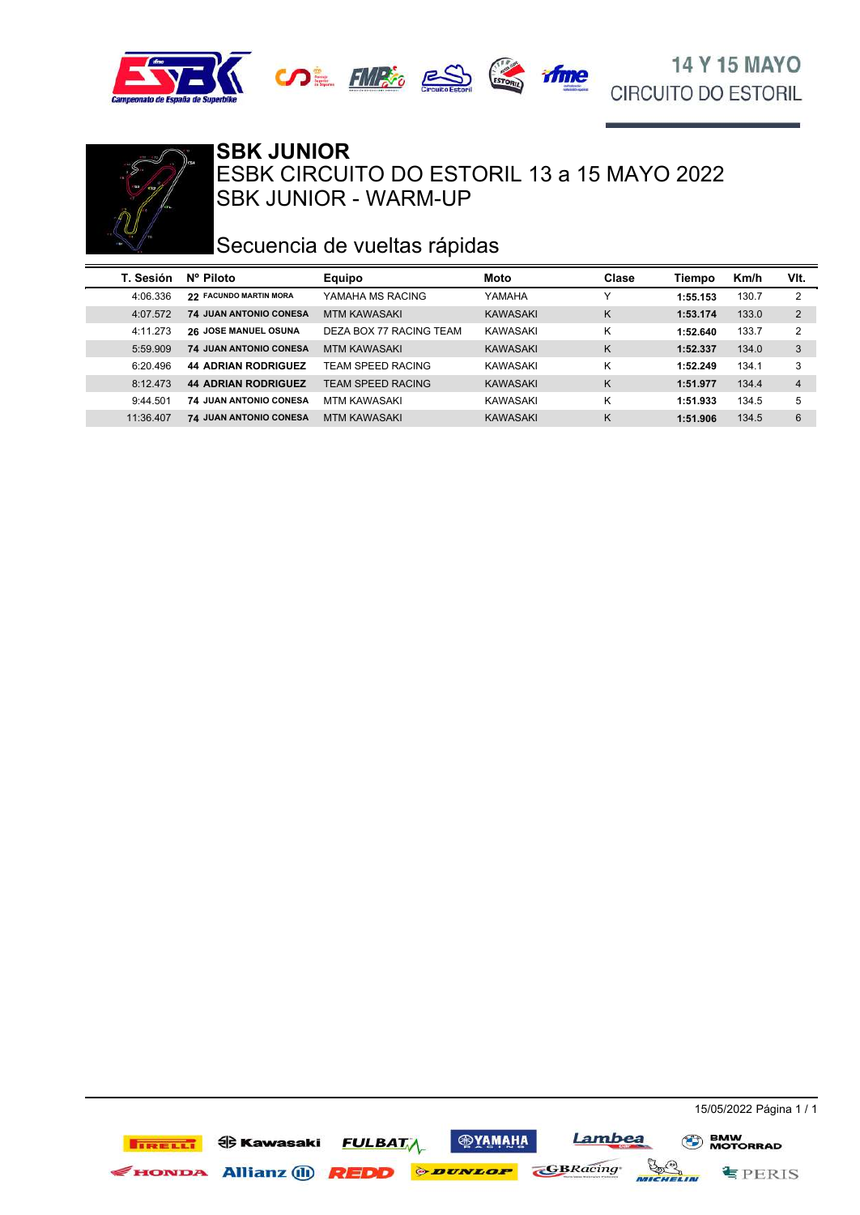# SBK JUNIOR

## ESBK CIRCUITO DO ESTORIL 13 a 15 MAYO 2022

## SBK JUNIOR - WARM-UP

## Secuencia de vueltas rápidas

| T. Sesión | Nº Piloto | Equipo | Moto | Clase | Tiempo | Km/h | Vlt. |
|---|---|---|---|---|---|---|---|
| 4:06.336 | **22 FACUNDO MARTIN MORA** | YAMAHA MS RACING | YAMAHA | Y | **1:55.153** | 130.7 | 2 |
| 4:07.572 | **74 JUAN ANTONIO CONESA** | MTM KAWASAKI | KAWASAKI | K | **1:53.174** | 133.0 | 2 |
| 4:11.273 | **26 JOSE MANUEL OSUNA** | DEZA BOX 77 RACING TEAM | KAWASAKI | K | **1:52.640** | 133.7 | 2 |
| 5:59.909 | **74 JUAN ANTONIO CONESA** | MTM KAWASAKI | KAWASAKI | K | **1:52.337** | 134.0 | 3 |
| 6:20.496 | **44 ADRIAN RODRIGUEZ** | TEAM SPEED RACING | KAWASAKI | K | **1:52.249** | 134.1 | 3 |
| 8:12.473 | **44 ADRIAN RODRIGUEZ** | TEAM SPEED RACING | KAWASAKI | K | **1:51.977** | 134.4 | 4 |
| 9:44.501 | **74 JUAN ANTONIO CONESA** | MTM KAWASAKI | KAWASAKI | K | **1:51.933** | 134.5 | 5 |
| 11:36.407 | **74 JUAN ANTONIO CONESA** | MTM KAWASAKI | KAWASAKI | K | **1:51.906** | 134.5 | 6 |

15/05/2022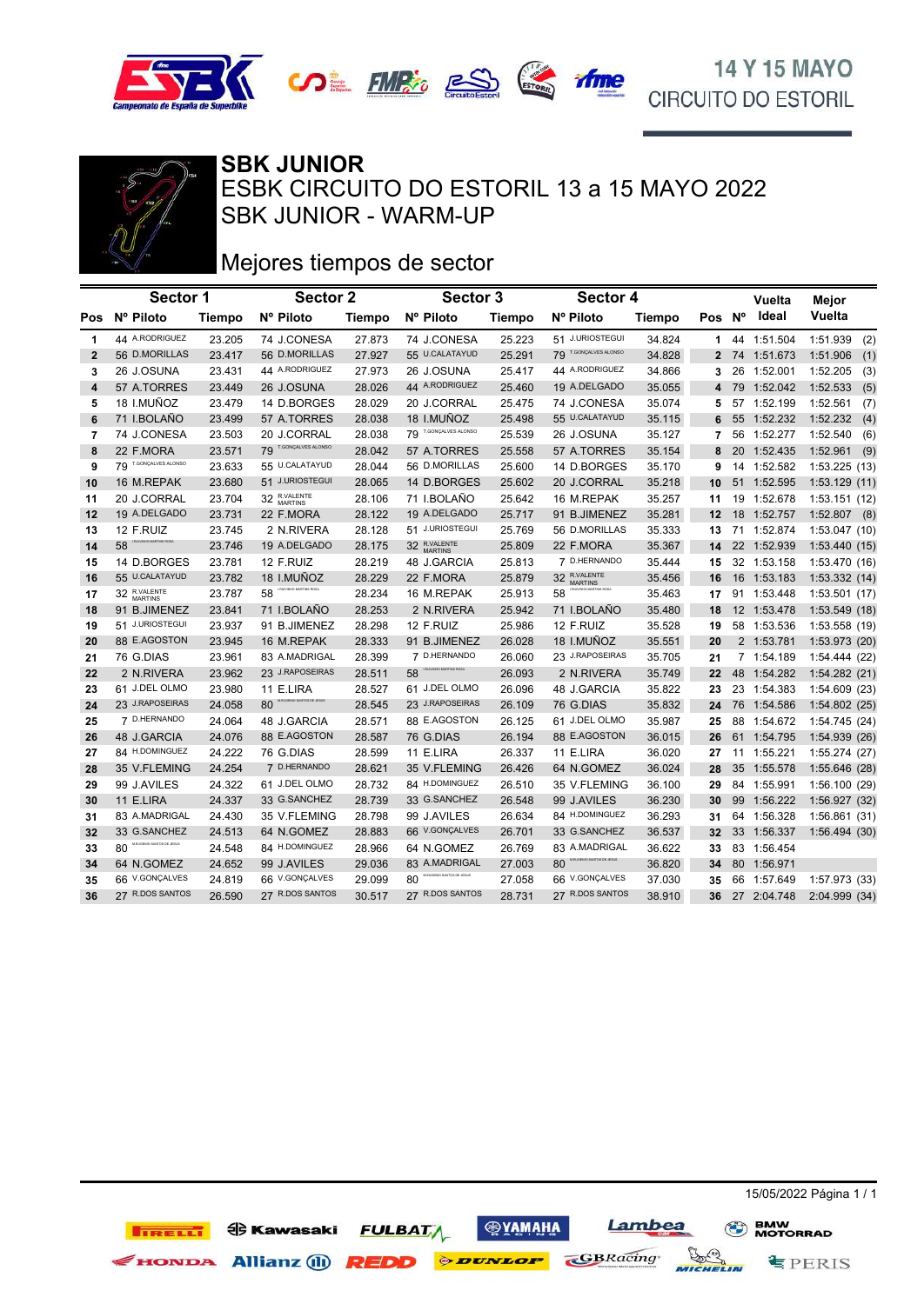## SBK JUNIOR

ESBK CIRCUITO DO ESTORIL 13 a 15 MAYO 2022

SBK JUNIOR - WARM-UP

Mejores tiempos de sector

| Pos | Sector 1 Nº Piloto | Tiempo | Sector 2 Nº Piloto | Tiempo | Sector 3 Nº Piloto | Tiempo | Sector 4 Nº Piloto | Tiempo | Pos | Nº | Vuelta Ideal | Mejor Vuelta |
|---|---|---|---|---|---|---|---|---|---|---|---|---|
| 1 | 44 A.RODRIGUEZ | 23.205 | 74 J.CONESA | 27.873 | 74 J.CONESA | 25.223 | 51 J.URIOSTEGUI | 34.824 | 1 | 44 | 1:51.504 | 1:51.939 (2) |
| 2 | 56 D.MORILLAS | 23.417 | 56 D.MORILLAS | 27.927 | 55 U.CALATAYUD | 25.291 | 79 T.GONÇALVES ALONSO | 34.828 | 2 | 74 | 1:51.673 | 1:51.906 (1) |
| 3 | 26 J.OSUNA | 23.431 | 44 A.RODRIGUEZ | 27.973 | 26 J.OSUNA | 25.417 | 44 A.RODRIGUEZ | 34.866 | 3 | 26 | 1:52.001 | 1:52.205 (3) |
| 4 | 57 A.TORRES | 23.449 | 26 J.OSUNA | 28.026 | 44 A.RODRIGUEZ | 25.460 | 19 A.DELGADO | 35.055 | 4 | 79 | 1:52.042 | 1:52.533 (5) |
| 5 | 18 I.MUÑOZ | 23.479 | 14 D.BORGES | 28.029 | 20 J.CORRAL | 25.475 | 74 J.CONESA | 35.074 | 5 | 57 | 1:52.199 | 1:52.561 (7) |
| 6 | 71 I.BOLAÑO | 23.499 | 57 A.TORRES | 28.038 | 18 I.MUÑOZ | 25.498 | 55 U.CALATAYUD | 35.115 | 6 | 55 | 1:52.232 | 1:52.232 (4) |
| 7 | 74 J.CONESA | 23.503 | 20 J.CORRAL | 28.038 | 79 T.GONÇALVES ALONSO | 25.539 | 26 J.OSUNA | 35.127 | 7 | 56 | 1:52.277 | 1:52.540 (6) |
| 8 | 22 F.MORA | 23.571 | 79 T.GONÇALVES ALONSO | 28.042 | 57 A.TORRES | 25.558 | 57 A.TORRES | 35.154 | 8 | 20 | 1:52.435 | 1:52.961 (9) |
| 9 | 79 T.GONÇALVES ALONSO | 23.633 | 55 U.CALATAYUD | 28.044 | 56 D.MORILLAS | 25.600 | 14 D.BORGES | 35.170 | 9 | 14 | 1:52.582 | 1:53.225 (13) |
| 10 | 16 M.REPAK | 23.680 | 51 J.URIOSTEGUI | 28.065 | 14 D.BORGES | 25.602 | 20 J.CORRAL | 35.218 | 10 | 51 | 1:52.595 | 1:53.129 (11) |
| 11 | 20 J.CORRAL | 23.704 | 32 R.VALENTE MARTINS | 28.106 | 71 I.BOLAÑO | 25.642 | 16 M.REPAK | 35.257 | 11 | 19 | 1:52.678 | 1:53.151 (12) |
| 12 | 19 A.DELGADO | 23.731 | 22 F.MORA | 28.122 | 19 A.DELGADO | 25.717 | 91 B.JIMENEZ | 35.281 | 12 | 18 | 1:52.757 | 1:52.807 (8) |
| 13 | 12 F.RUIZ | 23.745 | 2 N.RIVERA | 28.128 | 51 J.URIOSTEGUI | 25.769 | 56 D.MORILLAS | 35.333 | 13 | 71 | 1:52.874 | 1:53.047 (10) |
| 14 | 58 I.RAFAEL MARTINS ROSA | 23.746 | 19 A.DELGADO | 28.175 | 32 R.VALENTE MARTINS | 25.809 | 22 F.MORA | 35.367 | 14 | 22 | 1:52.939 | 1:53.440 (15) |
| 15 | 14 D.BORGES | 23.781 | 12 F.RUIZ | 28.219 | 48 J.GARCIA | 25.813 | 7 D.HERNANDO | 35.444 | 15 | 32 | 1:53.158 | 1:53.470 (16) |
| 16 | 55 U.CALATAYUD | 23.782 | 18 I.MUÑOZ | 28.229 | 22 F.MORA | 25.879 | 32 R.VALENTE MARTINS | 35.456 | 16 | 16 | 1:53.183 | 1:53.332 (14) |
| 17 | 32 R.VALENTE MARTINS | 23.787 | 58 I.RAFAEL MARTINS ROSA | 28.234 | 16 M.REPAK | 25.913 | 58 I.RAFAEL MARTINS ROSA | 35.463 | 17 | 91 | 1:53.448 | 1:53.501 (17) |
| 18 | 91 B.JIMENEZ | 23.841 | 71 I.BOLAÑO | 28.253 | 2 N.RIVERA | 25.942 | 71 I.BOLAÑO | 35.480 | 18 | 12 | 1:53.478 | 1:53.549 (18) |
| 19 | 51 J.URIOSTEGUI | 23.937 | 91 B.JIMENEZ | 28.298 | 12 F.RUIZ | 25.986 | 12 F.RUIZ | 35.528 | 19 | 58 | 1:53.536 | 1:53.558 (19) |
| 20 | 88 E.AGOSTON | 23.945 | 16 M.REPAK | 28.333 | 91 B.JIMENEZ | 26.028 | 18 I.MUÑOZ | 35.551 | 20 | 2 | 1:53.781 | 1:53.973 (20) |
| 21 | 76 G.DIAS | 23.961 | 83 A.MADRIGAL | 28.399 | 7 D.HERNANDO | 26.060 | 23 J.RAPOSEIRAS | 35.705 | 21 | 7 | 1:54.189 | 1:54.444 (22) |
| 22 | 2 N.RIVERA | 23.962 | 23 J.RAPOSEIRAS | 28.511 | 58 I.RAFAEL MARTINS ROSA | 26.093 | 2 N.RIVERA | 35.749 | 22 | 48 | 1:54.282 | 1:54.282 (21) |
| 23 | 61 J.DEL OLMO | 23.980 | 11 E.LIRA | 28.527 | 61 J.DEL OLMO | 26.096 | 48 J.GARCIA | 35.822 | 23 | 23 | 1:54.383 | 1:54.609 (23) |
| 24 | 23 J.RAPOSEIRAS | 24.058 | 80 M.EUGENIO SANTOS DE JESUS | 28.545 | 23 J.RAPOSEIRAS | 26.109 | 76 G.DIAS | 35.832 | 24 | 76 | 1:54.586 | 1:54.802 (25) |
| 25 | 7 D.HERNANDO | 24.064 | 48 J.GARCIA | 28.571 | 88 E.AGOSTON | 26.125 | 61 J.DEL OLMO | 35.987 | 25 | 88 | 1:54.672 | 1:54.745 (24) |
| 26 | 48 J.GARCIA | 24.076 | 88 E.AGOSTON | 28.587 | 76 G.DIAS | 26.194 | 88 E.AGOSTON | 36.015 | 26 | 61 | 1:54.795 | 1:54.939 (26) |
| 27 | 84 H.DOMINGUEZ | 24.222 | 76 G.DIAS | 28.599 | 11 E.LIRA | 26.337 | 11 E.LIRA | 36.020 | 27 | 11 | 1:55.221 | 1:55.274 (27) |
| 28 | 35 V.FLEMING | 24.254 | 7 D.HERNANDO | 28.621 | 35 V.FLEMING | 26.426 | 64 N.GOMEZ | 36.024 | 28 | 35 | 1:55.578 | 1:55.646 (28) |
| 29 | 99 J.AVILES | 24.322 | 61 J.DEL OLMO | 28.732 | 84 H.DOMINGUEZ | 26.510 | 35 V.FLEMING | 36.100 | 29 | 84 | 1:55.991 | 1:56.100 (29) |
| 30 | 11 E.LIRA | 24.337 | 33 G.SANCHEZ | 28.739 | 33 G.SANCHEZ | 26.548 | 99 J.AVILES | 36.230 | 30 | 99 | 1:56.222 | 1:56.927 (32) |
| 31 | 83 A.MADRIGAL | 24.430 | 35 V.FLEMING | 28.798 | 99 J.AVILES | 26.634 | 84 H.DOMINGUEZ | 36.293 | 31 | 64 | 1:56.328 | 1:56.861 (31) |
| 32 | 33 G.SANCHEZ | 24.513 | 64 N.GOMEZ | 28.883 | 66 V.GONÇALVES | 26.701 | 33 G.SANCHEZ | 36.537 | 32 | 33 | 1:56.337 | 1:56.494 (30) |
| 33 | 80 M.EUGENIO SANTOS DE JESUS | 24.548 | 84 H.DOMINGUEZ | 28.966 | 64 N.GOMEZ | 26.769 | 83 A.MADRIGAL | 36.622 | 33 | 83 | 1:56.454 | |
| 34 | 64 N.GOMEZ | 24.652 | 99 J.AVILES | 29.036 | 83 A.MADRIGAL | 27.003 | 80 M.EUGENIO SANTOS DE JESUS | 36.820 | 34 | 80 | 1:56.971 | |
| 35 | 66 V.GONÇALVES | 24.819 | 66 V.GONÇALVES | 29.099 | 80 M.EUGENIO SANTOS DE JESUS | 27.058 | 66 V.GONÇALVES | 37.030 | 35 | 66 | 1:57.649 | 1:57.973 (33) |
| 36 | 27 R.DOS SANTOS | 26.590 | 27 R.DOS SANTOS | 30.517 | 27 R.DOS SANTOS | 28.731 | 27 R.DOS SANTOS | 38.910 | 36 | 27 | 2:04.748 | 2:04.999 (34) |

15/05/2022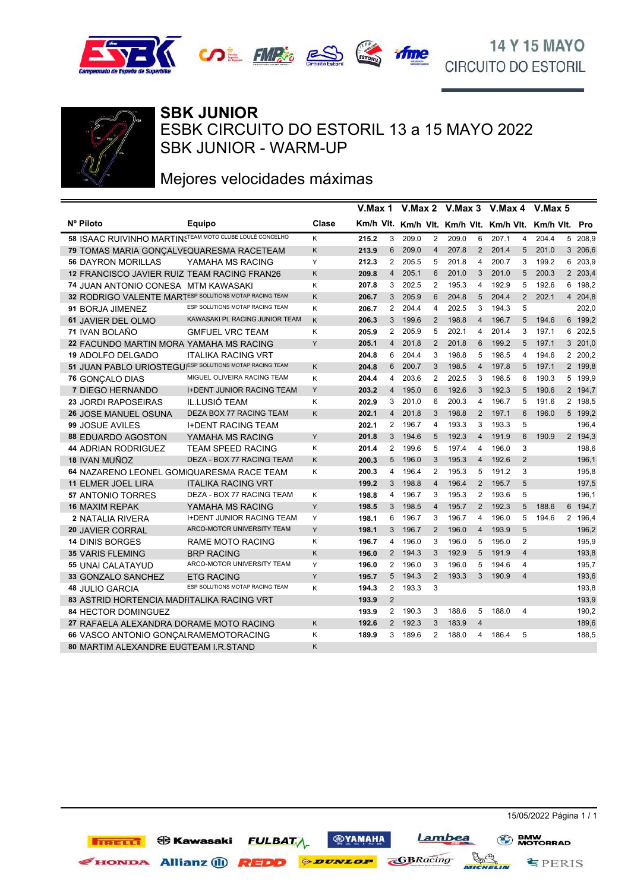14 Y 15 MAYO
CIRCUITO DO ESTORIL

# SBK JUNIOR

## ESBK CIRCUITO DO ESTORIL 13 a 15 MAYO 2022

## SBK JUNIOR - WARM-UP

## Mejores velocidades máximas

| Nº | Piloto | Equipo | Clase | V.Max 1 Km/h | Vlt. | V.Max 2 Km/h | Vlt. | V.Max 3 Km/h | Vlt. | V.Max 4 Km/h | Vlt. | V.Max 5 Km/h | Vlt. | Pro |
|---|---|---|---|---|---|---|---|---|---|---|---|---|---|---|
| 58 | ISAAC RUIVINHO MARTINS | TEAM MOTO CLUBE LOULÉ CONCELHO | K | 215.2 | 3 | 209.0 | 2 | 209.0 | 6 | 207.1 | 4 | 204.4 | 5 | 208,9 |
| 79 | TOMAS MARIA GONÇALVES | QUARESMA RACETEAM | K | 213.9 | 6 | 209.0 | 4 | 207.8 | 2 | 201.4 | 5 | 201.0 | 3 | 206,6 |
| 56 | DAYRON MORILLAS | YAMAHA MS RACING | Y | 212.3 | 2 | 205.5 | 5 | 201.8 | 4 | 200.7 | 3 | 199.2 | 6 | 203,9 |
| 12 | FRANCISCO JAVIER RUIZ | TEAM RACING FRAN26 | K | 209.8 | 4 | 205.1 | 6 | 201.0 | 3 | 201.0 | 5 | 200.3 | 2 | 203,4 |
| 74 | JUAN ANTONIO CONESA | MTM KAWASAKI | K | 207.8 | 3 | 202.5 | 2 | 195.3 | 4 | 192.9 | 5 | 192.6 | 6 | 198,2 |
| 32 | RODRIGO VALENTE MART | ESP SOLUTIONS MOTAP RACING TEAM | K | 206.7 | 3 | 205.9 | 6 | 204.8 | 5 | 204.4 | 2 | 202.1 | 4 | 204,8 |
| 91 | BORJA JIMENEZ | ESP SOLUTIONS MOTAP RACING TEAM | K | 206.7 | 2 | 204.4 | 4 | 202.5 | 3 | 194.3 | 5 | | | 202,0 |
| 61 | JAVIER DEL OLMO | KAWASAKI PL RACING JUNIOR TEAM | K | 206.3 | 3 | 199.6 | 2 | 198.8 | 4 | 196.7 | 5 | 194.6 | 6 | 199,2 |
| 71 | IVAN BOLAÑO | GMFUEL VRC TEAM | K | 205.9 | 2 | 205.9 | 5 | 202.1 | 4 | 201.4 | 3 | 197.1 | 6 | 202,5 |
| 22 | FACUNDO MARTIN MORA | YAMAHA MS RACING | Y | 205.1 | 4 | 201.8 | 2 | 201.8 | 6 | 199.2 | 5 | 197.1 | 3 | 201,0 |
| 19 | ADOLFO DELGADO | ITALIKA RACING VRT | | 204.8 | 6 | 204.4 | 3 | 198.8 | 5 | 198.5 | 4 | 194.6 | 2 | 200,2 |
| 51 | JUAN PABLO URIOSTEGUI | ESP SOLUTIONS MOTAP RACING TEAM | K | 204.8 | 6 | 200.7 | 3 | 198.5 | 4 | 197.8 | 5 | 197.1 | 2 | 199,8 |
| 76 | GONÇALO DIAS | MIGUEL OLIVEIRA RACING TEAM | K | 204.4 | 4 | 203.6 | 2 | 202.5 | 3 | 198.5 | 6 | 190.3 | 5 | 199,9 |
| 7 | DIEGO HERNANDO | I+DENT JUNIOR RACING TEAM | Y | 203.2 | 4 | 195.0 | 6 | 192.6 | 3 | 192.3 | 5 | 190.6 | 2 | 194,7 |
| 23 | JORDI RAPOSEIRAS | IL.LUSIÓ TEAM | K | 202.9 | 3 | 201.0 | 6 | 200.3 | 4 | 196.7 | 5 | 191.6 | 2 | 198,5 |
| 26 | JOSE MANUEL OSUNA | DEZA BOX 77 RACING TEAM | K | 202.1 | 4 | 201.8 | 3 | 198.8 | 2 | 197.1 | 6 | 196.0 | 5 | 199,2 |
| 99 | JOSUE AVILES | I+DENT RACING TEAM | | 202.1 | 2 | 196.7 | 4 | 193.3 | 3 | 193.3 | 5 | | | 196,4 |
| 88 | EDUARDO AGOSTON | YAMAHA MS RACING | Y | 201.8 | 3 | 194.6 | 5 | 192.3 | 4 | 191.9 | 6 | 190.9 | 2 | 194,3 |
| 44 | ADRIAN RODRIGUEZ | TEAM SPEED RACING | K | 201.4 | 2 | 199.6 | 5 | 197.4 | 4 | 196.0 | 3 | | | 198,6 |
| 18 | IVAN MUÑOZ | DEZA - BOX 77 RACING TEAM | K | 200.3 | 5 | 196.0 | 3 | 195.3 | 4 | 192.6 | 2 | | | 196,1 |
| 64 | NAZARENO LEONEL GOMI | QUARESMA RACE TEAM | K | 200.3 | 4 | 196.4 | 2 | 195.3 | 5 | 191.2 | 3 | | | 195,8 |
| 11 | ELMER JOEL LIRA | ITALIKA RACING VRT | | 199.2 | 3 | 198.8 | 4 | 196.4 | 2 | 195.7 | 5 | | | 197,5 |
| 57 | ANTONIO TORRES | DEZA - BOX 77 RACING TEAM | K | 198.8 | 4 | 196.7 | 3 | 195.3 | 2 | 193.6 | 5 | | | 196,1 |
| 16 | MAXIM REPAK | YAMAHA MS RACING | Y | 198.5 | 3 | 198.5 | 4 | 195.7 | 2 | 192.3 | 5 | 188.6 | 6 | 194,7 |
| 2 | NATALIA RIVERA | I+DENT JUNIOR RACING TEAM | Y | 198.1 | 6 | 196.7 | 3 | 196.7 | 4 | 196.0 | 5 | 194.6 | 2 | 196,4 |
| 20 | JAVIER CORRAL | ARCO-MOTOR UNIVERSITY TEAM | Y | 198.1 | 3 | 196.7 | 2 | 196.0 | 4 | 193.9 | 5 | | | 196,2 |
| 14 | DINIS BORGES | RAME MOTO RACING | K | 196.7 | 4 | 196.0 | 3 | 196.0 | 5 | 195.0 | 2 | | | 195,9 |
| 35 | VARIS FLEMING | BRP RACING | K | 196.0 | 2 | 194.3 | 3 | 192.9 | 5 | 191.9 | 4 | | | 193,8 |
| 55 | UNAI CALATAYUD | ARCO-MOTOR UNIVERSITY TEAM | Y | 196.0 | 2 | 196.0 | 3 | 196.0 | 5 | 194.6 | 4 | | | 195,7 |
| 33 | GONZALO SANCHEZ | ETG RACING | Y | 195.7 | 5 | 194.3 | 2 | 193.3 | 3 | 190.9 | 4 | | | 193,6 |
| 48 | JULIO GARCIA | ESP SOLUTIONS MOTAP RACING TEAM | K | 194.3 | 2 | 193.3 | 3 | | | | | | | 193,8 |
| 83 | ASTRID HORTENCIA MADI | ITALIKA RACING VRT | | 193.9 | 2 | | | | | | | | | 193,9 |
| 84 | HECTOR DOMINGUEZ | | | 193.9 | 2 | 190.3 | 3 | 188.6 | 5 | 188.0 | 4 | | | 190,2 |
| 27 | RAFAELA ALEXANDRA DO | RAME MOTO RACING | K | 192.6 | 2 | 192.3 | 3 | 183.9 | 4 | | | | | 189,6 |
| 66 | VASCO ANTONIO GONÇALI | RAMEMOTORACING | K | 189.9 | 3 | 189.6 | 2 | 188.0 | 4 | 186.4 | 5 | | | 188,5 |
| 80 | MARTIM ALEXANDRE EUG | TEAM I.R.STAND | K | | | | | | | | | | | |

15/05/2022 Página 1 / 1